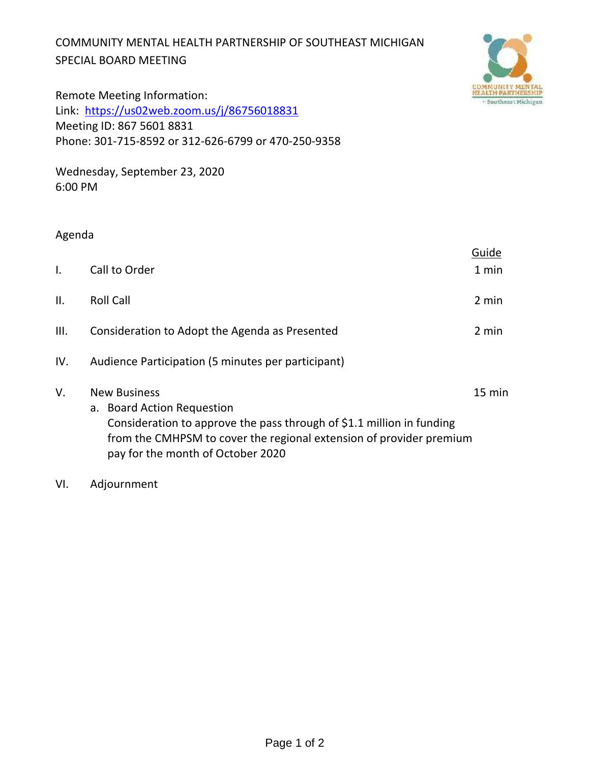# COMMUNITY MENTAL HEALTH PARTNERSHIP OF SOUTHEAST MICHIGAN
## SPECIAL BOARD MEETING

Remote Meeting Information:
Link: https://us02web.zoom.us/j/86756018831
Meeting ID: 867 5601 8831
Phone: 301-715-8592 or 312-626-6799 or 470-250-9358

Wednesday, September 23, 2020
6:00 PM

Agenda

| | | Guide |
|---|---|---|
| I. | Call to Order | 1 min |
| II. | Roll Call | 2 min |
| III. | Consideration to Adopt the Agenda as Presented | 2 min |
| IV. | Audience Participation (5 minutes per participant) | |
| V. | New Business<br>a. Board Action Requestion<br>Consideration to approve the pass through of $1.1 million in funding from the CMHPSM to cover the regional extension of provider premium pay for the month of October 2020 | 15 min |
| VI. | Adjournment | |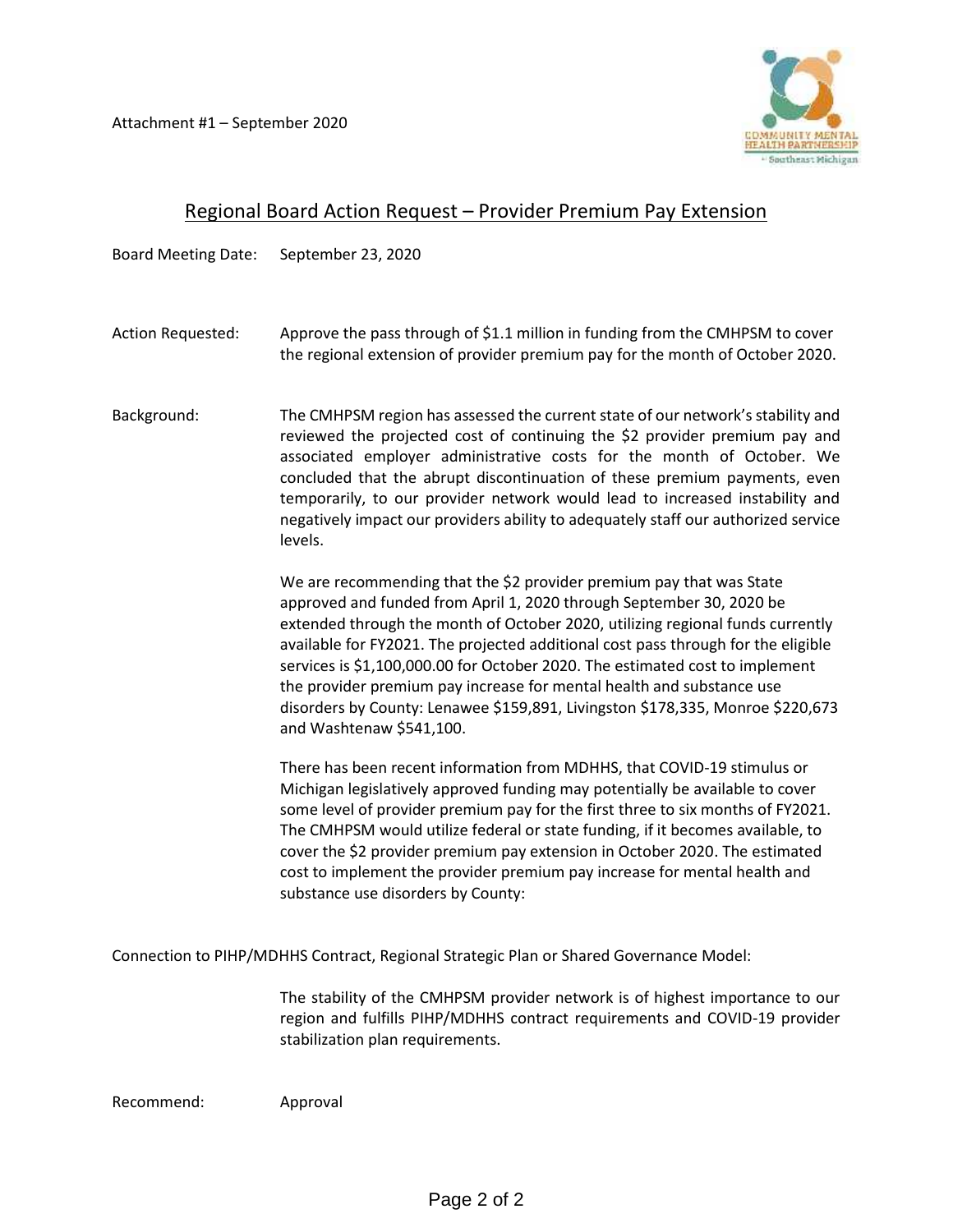Attachment #1 – September 2020

COMMUNITY MENTAL HEALTH PARTNERSHIP
Southeast Michigan

## Regional Board Action Request – Provider Premium Pay Extension

Board Meeting Date: September 23, 2020

Action Requested: Approve the pass through of $1.1 million in funding from the CMHPSM to cover the regional extension of provider premium pay for the month of October 2020.

Background: The CMHPSM region has assessed the current state of our network's stability and reviewed the projected cost of continuing the $2 provider premium pay and associated employer administrative costs for the month of October. We concluded that the abrupt discontinuation of these premium payments, even temporarily, to our provider network would lead to increased instability and negatively impact our providers ability to adequately staff our authorized service levels.

We are recommending that the $2 provider premium pay that was State approved and funded from April 1, 2020 through September 30, 2020 be extended through the month of October 2020, utilizing regional funds currently available for FY2021. The projected additional cost pass through for the eligible services is $1,100,000.00 for October 2020. The estimated cost to implement the provider premium pay increase for mental health and substance use disorders by County: Lenawee $159,891, Livingston $178,335, Monroe $220,673 and Washtenaw $541,100.

There has been recent information from MDHHS, that COVID-19 stimulus or Michigan legislatively approved funding may potentially be available to cover some level of provider premium pay for the first three to six months of FY2021. The CMHPSM would utilize federal or state funding, if it becomes available, to cover the $2 provider premium pay extension in October 2020. The estimated cost to implement the provider premium pay increase for mental health and substance use disorders by County:

Connection to PIHP/MDHHS Contract, Regional Strategic Plan or Shared Governance Model:

The stability of the CMHPSM provider network is of highest importance to our region and fulfills PIHP/MDHHS contract requirements and COVID-19 provider stabilization plan requirements.

Recommend: Approval